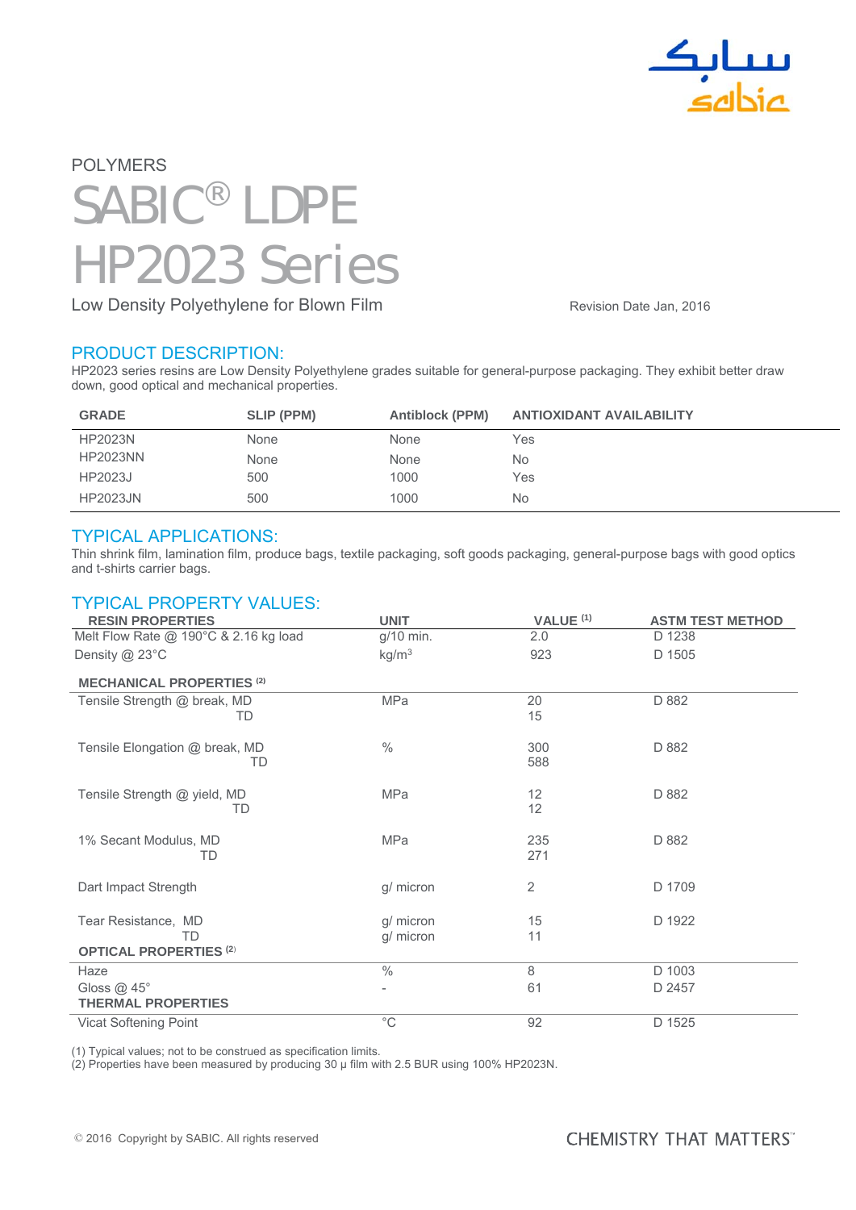POLYMERS

# SABIC® LDPE HP2023 Series

Low Density Polyethylene for Blown Film

Revision Date Jan, 2016

## PRODUCT DESCRIPTION:

HP2023 series resins are Low Density Polyethylene grades suitable for general-purpose packaging. They exhibit better draw down, good optical and mechanical properties.

| GRADE | SLIP (PPM) | Antiblock (PPM) | ANTIOXIDANT AVAILABILITY |
|---|---|---|---|
| HP2023N | None | None | Yes |
| HP2023NN | None | None | No |
| HP2023J | 500 | 1000 | Yes |
| HP2023JN | 500 | 1000 | No |

## TYPICAL APPLICATIONS:

Thin shrink film, lamination film, produce bags, textile packaging, soft goods packaging, general-purpose bags with good optics and t-shirts carrier bags.

## TYPICAL PROPERTY VALUES:

| RESIN PROPERTIES | UNIT | VALUE (1) | ASTM TEST METHOD |
|---|---|---|---|
| Melt Flow Rate @ 190°C & 2.16 kg load | g/10 min. | 2.0 | D 1238 |
| Density @ 23°C | kg/m³ | 923 | D 1505 |
| **MECHANICAL PROPERTIES (2)** | | | |
| Tensile Strength @ break, MD | MPa | 20 | D 882 |
| TD | | 15 | |
| Tensile Elongation @ break, MD | % | 300 | D 882 |
| TD | | 588 | |
| Tensile Strength @ yield, MD | MPa | 12 | D 882 |
| TD | | 12 | |
| 1% Secant Modulus, MD | MPa | 235 | D 882 |
| TD | | 271 | |
| Dart Impact Strength | g/ micron | 2 | D 1709 |
| Tear Resistance, MD | g/ micron | 15 | D 1922 |
| TD | g/ micron | 11 | |
| **OPTICAL PROPERTIES (2)** | | | |
| Haze | % | 8 | D 1003 |
| Gloss @ 45° | - | 61 | D 2457 |
| **THERMAL PROPERTIES** | | | |
| Vicat Softening Point | °C | 92 | D 1525 |

(1) Typical values; not to be construed as specification limits.
(2) Properties have been measured by producing 30 μ film with 2.5 BUR using 100% HP2023N.

© 2016 Copyright by SABIC. All rights reserved

CHEMISTRY THAT MATTERS™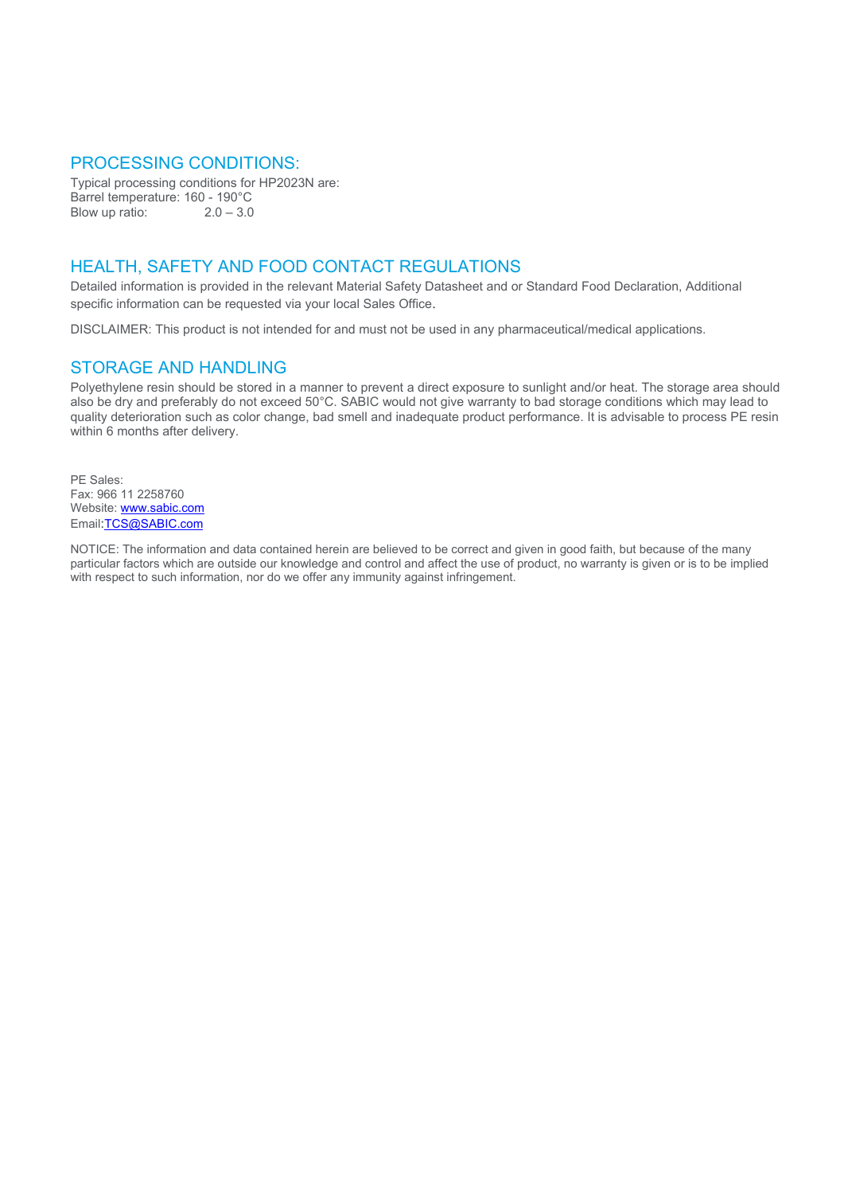## PROCESSING CONDITIONS:

Typical processing conditions for HP2023N are:
Barrel temperature: 160 - 190°C
Blow up ratio: 2.0 – 3.0

## HEALTH, SAFETY AND FOOD CONTACT REGULATIONS

Detailed information is provided in the relevant Material Safety Datasheet and or Standard Food Declaration, Additional specific information can be requested via your local Sales Office.

DISCLAIMER: This product is not intended for and must not be used in any pharmaceutical/medical applications.

## STORAGE AND HANDLING

Polyethylene resin should be stored in a manner to prevent a direct exposure to sunlight and/or heat. The storage area should also be dry and preferably do not exceed 50°C. SABIC would not give warranty to bad storage conditions which may lead to quality deterioration such as color change, bad smell and inadequate product performance. It is advisable to process PE resin within 6 months after delivery.

PE Sales:
Fax: 966 11 2258760
Website: www.sabic.com
Email:TCS@SABIC.com

NOTICE: The information and data contained herein are believed to be correct and given in good faith, but because of the many particular factors which are outside our knowledge and control and affect the use of product, no warranty is given or is to be implied with respect to such information, nor do we offer any immunity against infringement.